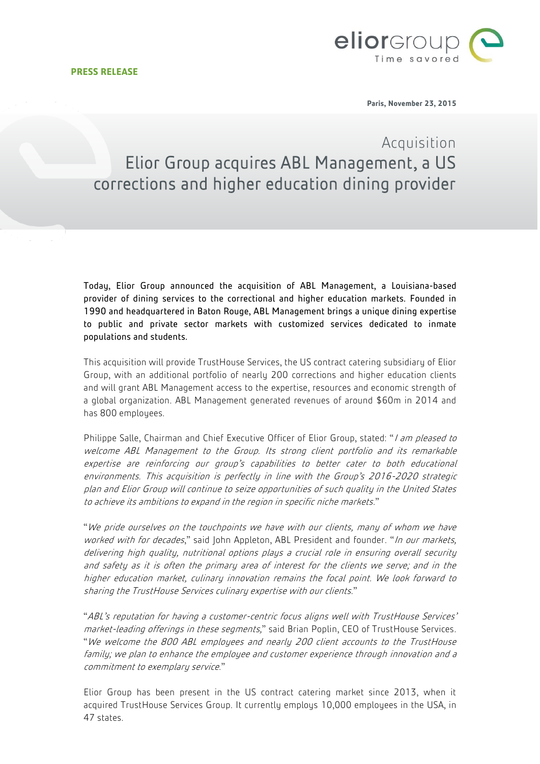**PRESS RELEASE**

**Paris, November 23, 2015**

## Acquisition

# Elior Group acquires ABL Management, a US corrections and higher education dining provider

Today, Elior Group announced the acquisition of ABL Management, a Louisiana-based provider of dining services to the correctional and higher education markets. Founded in 1990 and headquartered in Baton Rouge, ABL Management brings a unique dining expertise to public and private sector markets with customized services dedicated to inmate populations and students.

This acquisition will provide TrustHouse Services, the US contract catering subsidiary of Elior Group, with an additional portfolio of nearly 200 corrections and higher education clients and will grant ABL Management access to the expertise, resources and economic strength of a global organization. ABL Management generated revenues of around $60m in 2014 and has 800 employees.

Philippe Salle, Chairman and Chief Executive Officer of Elior Group, stated: "*I am pleased to welcome ABL Management to the Group. Its strong client portfolio and its remarkable expertise are reinforcing our group's capabilities to better cater to both educational environments. This acquisition is perfectly in line with the Group's 2016-2020 strategic plan and Elior Group will continue to seize opportunities of such quality in the United States to achieve its ambitions to expand in the region in specific niche markets.*"

"*We pride ourselves on the touchpoints we have with our clients, many of whom we have worked with for decades,*" said John Appleton, ABL President and founder. "*In our markets, delivering high quality, nutritional options plays a crucial role in ensuring overall security and safety as it is often the primary area of interest for the clients we serve; and in the higher education market, culinary innovation remains the focal point. We look forward to sharing the TrustHouse Services culinary expertise with our clients.*"

"*ABL's reputation for having a customer-centric focus aligns well with TrustHouse Services' market-leading offerings in these segments,*" said Brian Poplin, CEO of TrustHouse Services. "*We welcome the 800 ABL employees and nearly 200 client accounts to the TrustHouse family; we plan to enhance the employee and customer experience through innovation and a commitment to exemplary service.*"

Elior Group has been present in the US contract catering market since 2013, when it acquired TrustHouse Services Group. It currently employs 10,000 employees in the USA, in 47 states.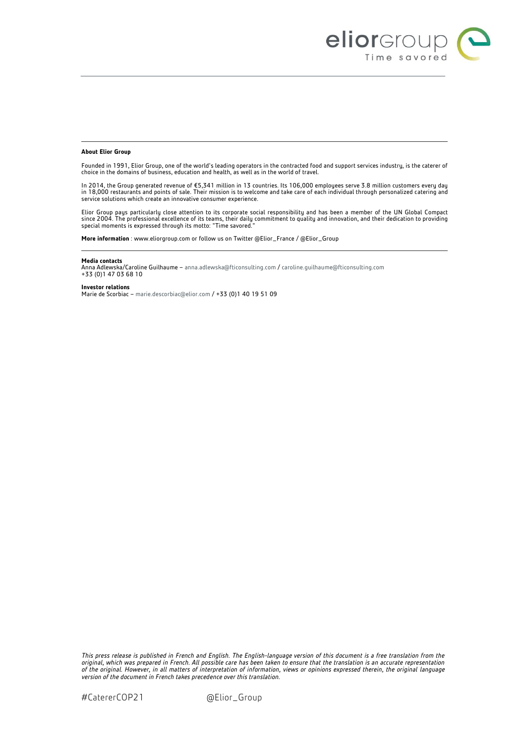**About Elior Group**

Founded in 1991, Elior Group, one of the world's leading operators in the contracted food and support services industry, is the caterer of choice in the domains of business, education and health, as well as in the world of travel.

In 2014, the Group generated revenue of €5,341 million in 13 countries. Its 106,000 employees serve 3.8 million customers every day in 18,000 restaurants and points of sale. Their mission is to welcome and take care of each individual through personalized catering and service solutions which create an innovative consumer experience.

Elior Group pays particularly close attention to its corporate social responsibility and has been a member of the UN Global Compact since 2004. The professional excellence of its teams, their daily commitment to quality and innovation, and their dedication to providing special moments is expressed through its motto: "Time savored."

**More information** : www.eliorgroup.com or follow us on Twitter @Elior_France / @Elior_Group

**Media contacts**
Anna Adlewska/Caroline Guilhaume – anna.adlewska@fticonsulting.com / caroline.guilhaume@fticonsulting.com
+33 (0)1 47 03 68 10

**Investor relations**
Marie de Scorbiac – marie.descorbiac@elior.com / +33 (0)1 40 19 51 09

*This press release is published in French and English. The English-language version of this document is a free translation from the original, which was prepared in French. All possible care has been taken to ensure that the translation is an accurate representation of the original. However, in all matters of interpretation of information, views or opinions expressed therein, the original language version of the document in French takes precedence over this translation.*

#CatererCOP21 @Elior_Group